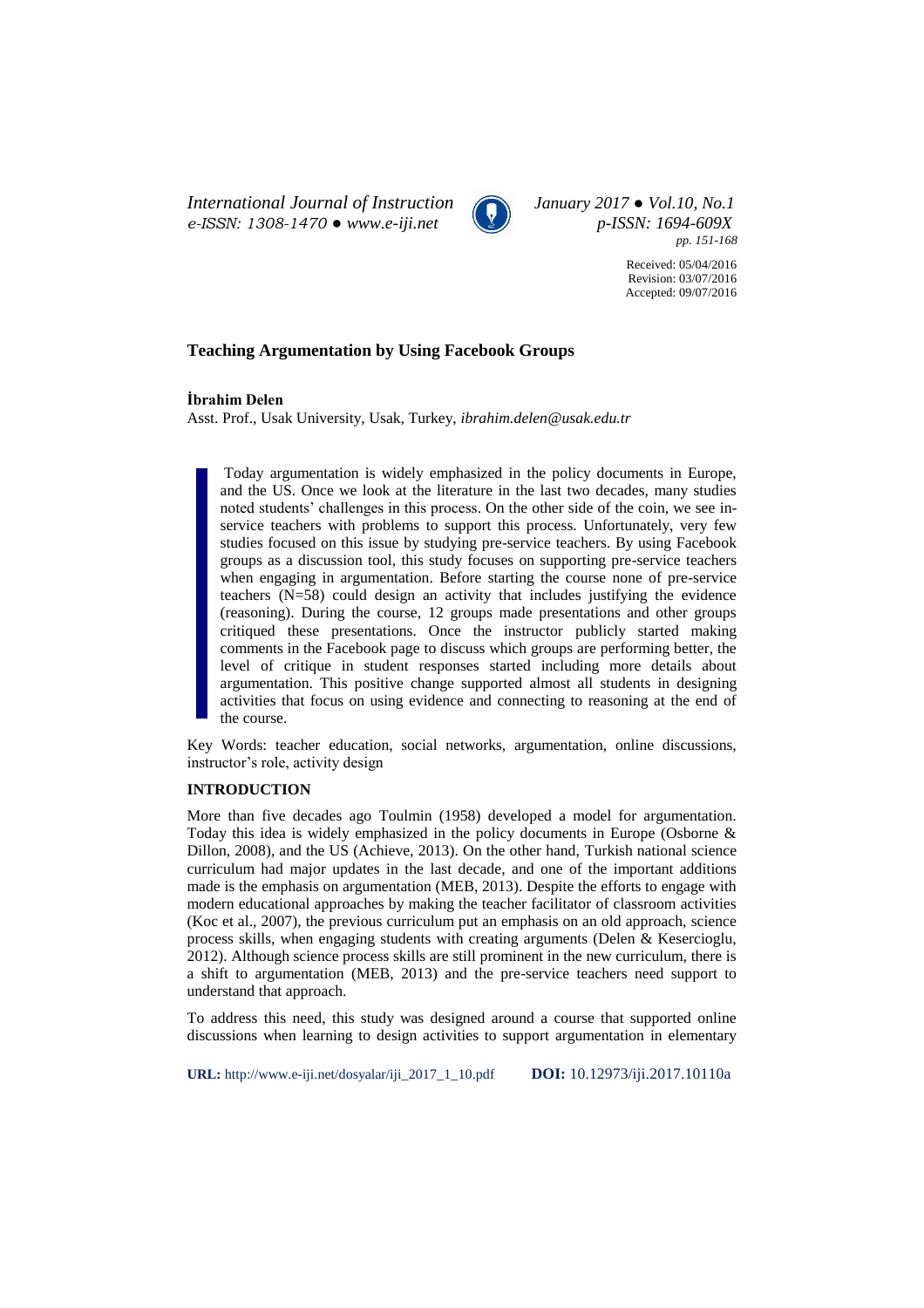Received: 05/04/2016
Revision: 03/07/2016
Accepted: 09/07/2016

# Teaching Argumentation by Using Facebook Groups

**İbrahim Delen**

Asst. Prof., Usak University, Usak, Turkey, *ibrahim.delen@usak.edu.tr*

> Today argumentation is widely emphasized in the policy documents in Europe, and the US. Once we look at the literature in the last two decades, many studies noted students' challenges in this process. On the other side of the coin, we see in-service teachers with problems to support this process. Unfortunately, very few studies focused on this issue by studying pre-service teachers. By using Facebook groups as a discussion tool, this study focuses on supporting pre-service teachers when engaging in argumentation. Before starting the course none of pre-service teachers (N=58) could design an activity that includes justifying the evidence (reasoning). During the course, 12 groups made presentations and other groups critiqued these presentations. Once the instructor publicly started making comments in the Facebook page to discuss which groups are performing better, the level of critique in student responses started including more details about argumentation. This positive change supported almost all students in designing activities that focus on using evidence and connecting to reasoning at the end of the course.

Key Words: teacher education, social networks, argumentation, online discussions, instructor's role, activity design

## INTRODUCTION

More than five decades ago Toulmin (1958) developed a model for argumentation. Today this idea is widely emphasized in the policy documents in Europe (Osborne & Dillon, 2008), and the US (Achieve, 2013). On the other hand, Turkish national science curriculum had major updates in the last decade, and one of the important additions made is the emphasis on argumentation (MEB, 2013). Despite the efforts to engage with modern educational approaches by making the teacher facilitator of classroom activities (Koc et al., 2007), the previous curriculum put an emphasis on an old approach, science process skills, when engaging students with creating arguments (Delen & Kesercioglu, 2012). Although science process skills are still prominent in the new curriculum, there is a shift to argumentation (MEB, 2013) and the pre-service teachers need support to understand that approach.

To address this need, this study was designed around a course that supported online discussions when learning to design activities to support argumentation in elementary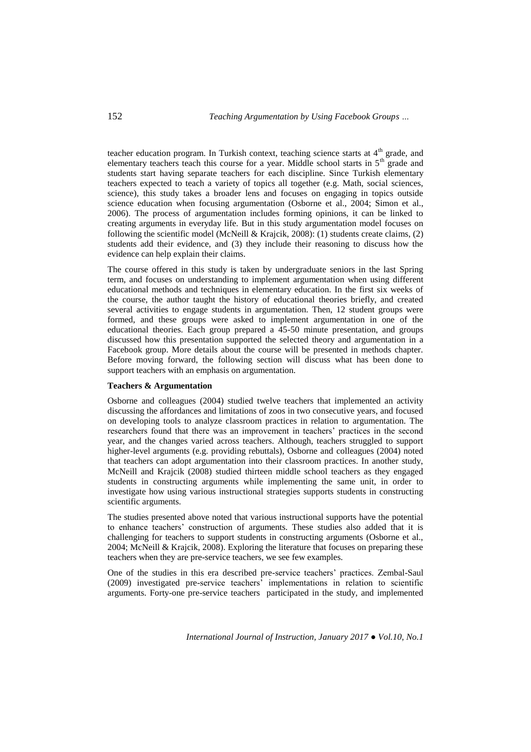teacher education program. In Turkish context, teaching science starts at 4th grade, and elementary teachers teach this course for a year. Middle school starts in 5th grade and students start having separate teachers for each discipline. Since Turkish elementary teachers expected to teach a variety of topics all together (e.g. Math, social sciences, science), this study takes a broader lens and focuses on engaging in topics outside science education when focusing argumentation (Osborne et al., 2004; Simon et al., 2006). The process of argumentation includes forming opinions, it can be linked to creating arguments in everyday life. But in this study argumentation model focuses on following the scientific model (McNeill & Krajcik, 2008): (1) students create claims, (2) students add their evidence, and (3) they include their reasoning to discuss how the evidence can help explain their claims.

The course offered in this study is taken by undergraduate seniors in the last Spring term, and focuses on understanding to implement argumentation when using different educational methods and techniques in elementary education. In the first six weeks of the course, the author taught the history of educational theories briefly, and created several activities to engage students in argumentation. Then, 12 student groups were formed, and these groups were asked to implement argumentation in one of the educational theories. Each group prepared a 45-50 minute presentation, and groups discussed how this presentation supported the selected theory and argumentation in a Facebook group. More details about the course will be presented in methods chapter. Before moving forward, the following section will discuss what has been done to support teachers with an emphasis on argumentation.

**Teachers & Argumentation**

Osborne and colleagues (2004) studied twelve teachers that implemented an activity discussing the affordances and limitations of zoos in two consecutive years, and focused on developing tools to analyze classroom practices in relation to argumentation. The researchers found that there was an improvement in teachers' practices in the second year, and the changes varied across teachers. Although, teachers struggled to support higher-level arguments (e.g. providing rebuttals), Osborne and colleagues (2004) noted that teachers can adopt argumentation into their classroom practices. In another study, McNeill and Krajcik (2008) studied thirteen middle school teachers as they engaged students in constructing arguments while implementing the same unit, in order to investigate how using various instructional strategies supports students in constructing scientific arguments.

The studies presented above noted that various instructional supports have the potential to enhance teachers' construction of arguments. These studies also added that it is challenging for teachers to support students in constructing arguments (Osborne et al., 2004; McNeill & Krajcik, 2008). Exploring the literature that focuses on preparing these teachers when they are pre-service teachers, we see few examples.

One of the studies in this era described pre-service teachers' practices. Zembal-Saul (2009) investigated pre-service teachers' implementations in relation to scientific arguments. Forty-one pre-service teachers participated in the study, and implemented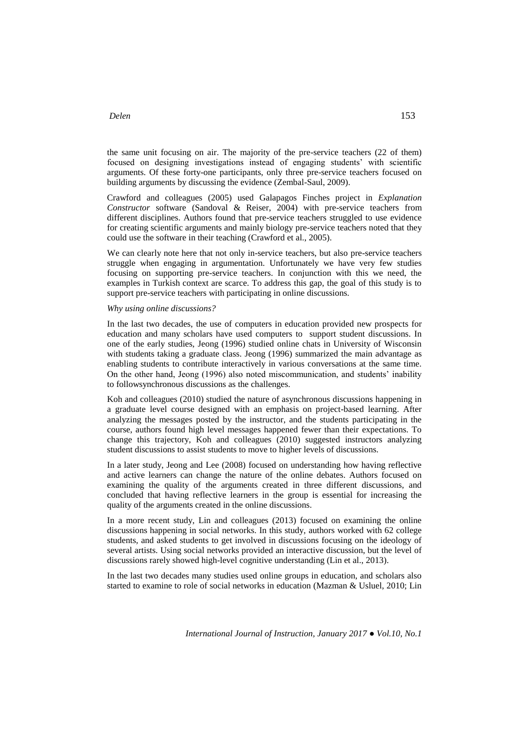the same unit focusing on air. The majority of the pre-service teachers (22 of them) focused on designing investigations instead of engaging students' with scientific arguments. Of these forty-one participants, only three pre-service teachers focused on building arguments by discussing the evidence (Zembal-Saul, 2009).

Crawford and colleagues (2005) used Galapagos Finches project in *Explanation Constructor* software (Sandoval & Reiser, 2004) with pre-service teachers from different disciplines. Authors found that pre-service teachers struggled to use evidence for creating scientific arguments and mainly biology pre-service teachers noted that they could use the software in their teaching (Crawford et al., 2005).

We can clearly note here that not only in-service teachers, but also pre-service teachers struggle when engaging in argumentation. Unfortunately we have very few studies focusing on supporting pre-service teachers. In conjunction with this we need, the examples in Turkish context are scarce. To address this gap, the goal of this study is to support pre-service teachers with participating in online discussions.

*Why using online discussions?*

In the last two decades, the use of computers in education provided new prospects for education and many scholars have used computers to support student discussions. In one of the early studies, Jeong (1996) studied online chats in University of Wisconsin with students taking a graduate class. Jeong (1996) summarized the main advantage as enabling students to contribute interactively in various conversations at the same time. On the other hand, Jeong (1996) also noted miscommunication, and students' inability to followsynchronous discussions as the challenges.

Koh and colleagues (2010) studied the nature of asynchronous discussions happening in a graduate level course designed with an emphasis on project-based learning. After analyzing the messages posted by the instructor, and the students participating in the course, authors found high level messages happened fewer than their expectations. To change this trajectory, Koh and colleagues (2010) suggested instructors analyzing student discussions to assist students to move to higher levels of discussions.

In a later study, Jeong and Lee (2008) focused on understanding how having reflective and active learners can change the nature of the online debates. Authors focused on examining the quality of the arguments created in three different discussions, and concluded that having reflective learners in the group is essential for increasing the quality of the arguments created in the online discussions.

In a more recent study, Lin and colleagues (2013) focused on examining the online discussions happening in social networks. In this study, authors worked with 62 college students, and asked students to get involved in discussions focusing on the ideology of several artists. Using social networks provided an interactive discussion, but the level of discussions rarely showed high-level cognitive understanding (Lin et al., 2013).

In the last two decades many studies used online groups in education, and scholars also started to examine to role of social networks in education (Mazman & Usluel, 2010; Lin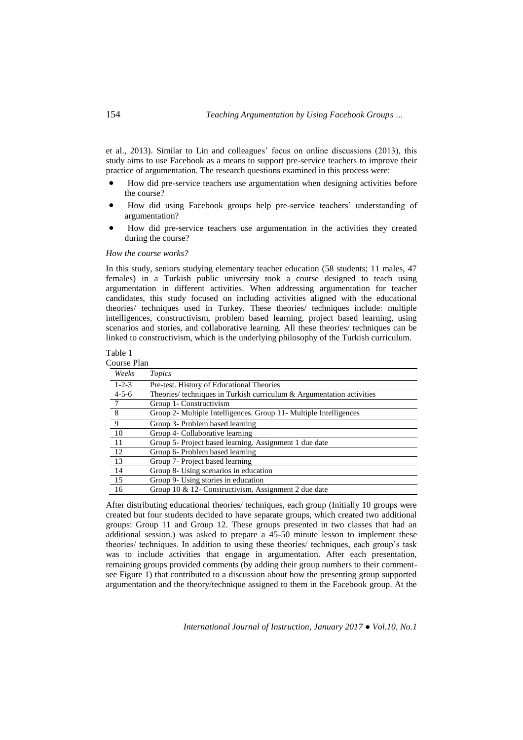et al., 2013). Similar to Lin and colleagues' focus on online discussions (2013), this study aims to use Facebook as a means to support pre-service teachers to improve their practice of argumentation. The research questions examined in this process were:

- How did pre-service teachers use argumentation when designing activities before the course?
- How did using Facebook groups help pre-service teachers' understanding of argumentation?
- How did pre-service teachers use argumentation in the activities they created during the course?

*How the course works?*

In this study, seniors studying elementary teacher education (58 students; 11 males, 47 females) in a Turkish public university took a course designed to teach using argumentation in different activities. When addressing argumentation for teacher candidates, this study focused on including activities aligned with the educational theories/ techniques used in Turkey. These theories/ techniques include: multiple intelligences, constructivism, problem based learning, project based learning, using scenarios and stories, and collaborative learning. All these theories/ techniques can be linked to constructivism, which is the underlying philosophy of the Turkish curriculum.

Table 1
Course Plan

| *Weeks* | *Topics* |
|---|---|
| 1-2-3 | Pre-test. History of Educational Theories |
| 4-5-6 | Theories/ techniques in Turkish curriculum & Argumentation activities |
| 7 | Group 1- Constructivism |
| 8 | Group 2- Multiple Intelligences. Group 11- Multiple Intelligences |
| 9 | Group 3- Problem based learning |
| 10 | Group 4- Collaborative learning |
| 11 | Group 5- Project based learning. Assignment 1 due date |
| 12 | Group 6- Problem based learning |
| 13 | Group 7- Project based learning |
| 14 | Group 8- Using scenarios in education |
| 15 | Group 9- Using stories in education |
| 16 | Group 10 & 12- Constructivism. Assignment 2 due date |

After distributing educational theories/ techniques, each group (Initially 10 groups were created but four students decided to have separate groups, which created two additional groups: Group 11 and Group 12. These groups presented in two classes that had an additional session.) was asked to prepare a 45-50 minute lesson to implement these theories/ techniques. In addition to using these theories/ techniques, each group's task was to include activities that engage in argumentation. After each presentation, remaining groups provided comments (by adding their group numbers to their comment- see Figure 1) that contributed to a discussion about how the presenting group supported argumentation and the theory/technique assigned to them in the Facebook group. At the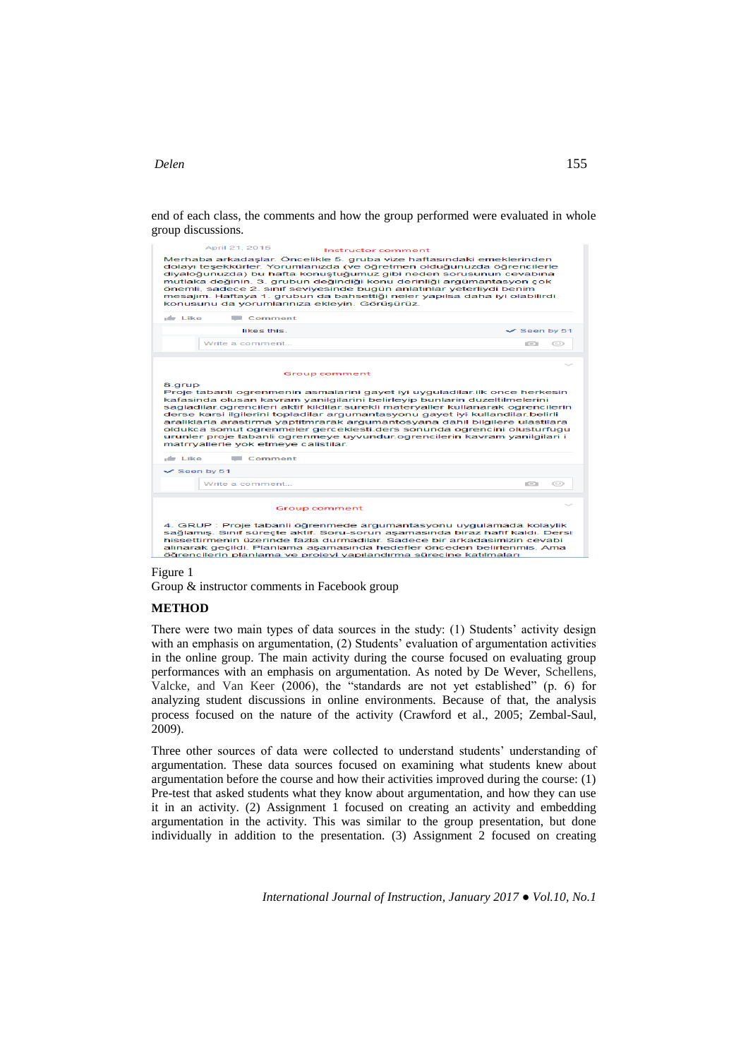end of each class, the comments and how the group performed were evaluated in whole group discussions.

April 21, 2015 Instructor comment

Merhaba arkadaşlar. Öncelikle 5. gruba vize haftasındaki emeklerinden dolayı teşekkürler. Yorumlarınızda (ve öğretmen olduğunuzda öğrencilerle diyaloğunuzda) bu hafta konuştuğumuz gibi neden sorusunun cevabına mutlaka değinin. 3. grubun değindiği konu derinliği argümantasyon çok önemli, sadece 2. sınıf seviyesinde bugün anlatılanlar yeterliydi benim mesajım. Haftaya 1. grubun da bahsettiği neler yapılsa daha iyi olabilirdi konusunu da yorumlarınıza ekleyin. Görüşürüz.

Like Comment

likes this. Seen by 51

Write a comment...

Group comment

8.grup
Proje tabanli ogrenmenin asmalarini gayet iyi uyguladilar.ilk once herkesin kafasinda olusan kavram yanilgilarini belirleyip bunlarin duzeltilmelerini sagladilar.ogrencileri aktif kildilar.surekli materyaller kullanarak ogrencilerin derse karsi ilgilerini topladilar argumantasyonu gayet iyi kullandilar.belirli araliklarla arastirma yaptirmarak argumantosyana dahil bilgilere ulastilara oldukca somut ogrenmeler gerceklesti.ders sonunda ogrencini olusturfugu urunler proje tabanli ogrenmeye uyvundur.ogrencilerin kavram yanilgilari i matryallerle yok etmeye calistilar.

Like Comment

Seen by 51

Write a comment...

Group comment

4. GRUP : Proje tabanlı öğrenmede argumantasyonu uygulamada kolaylık sağlamış. Sınıf süreçte aktif. Soru-sorun aşamasında biraz hafif kaldı. Dersi hissettirmenin üzerinde fazla durmadılar. Sadece bir arkadaşımızın cevabı alınarak geçildi. Planlama aşamasında hedefler önceden belirlenmiş. Ama öğrencilerin planlama ve projeyi yapılandırma sürecine katılmaları

Figure 1
Group & instructor comments in Facebook group

## METHOD

There were two main types of data sources in the study: (1) Students' activity design with an emphasis on argumentation, (2) Students' evaluation of argumentation activities in the online group. The main activity during the course focused on evaluating group performances with an emphasis on argumentation. As noted by De Wever, Schellens, Valcke, and Van Keer (2006), the "standards are not yet established" (p. 6) for analyzing student discussions in online environments. Because of that, the analysis process focused on the nature of the activity (Crawford et al., 2005; Zembal-Saul, 2009).

Three other sources of data were collected to understand students' understanding of argumentation. These data sources focused on examining what students knew about argumentation before the course and how their activities improved during the course: (1) Pre-test that asked students what they know about argumentation, and how they can use it in an activity. (2) Assignment 1 focused on creating an activity and embedding argumentation in the activity. This was similar to the group presentation, but done individually in addition to the presentation. (3) Assignment 2 focused on creating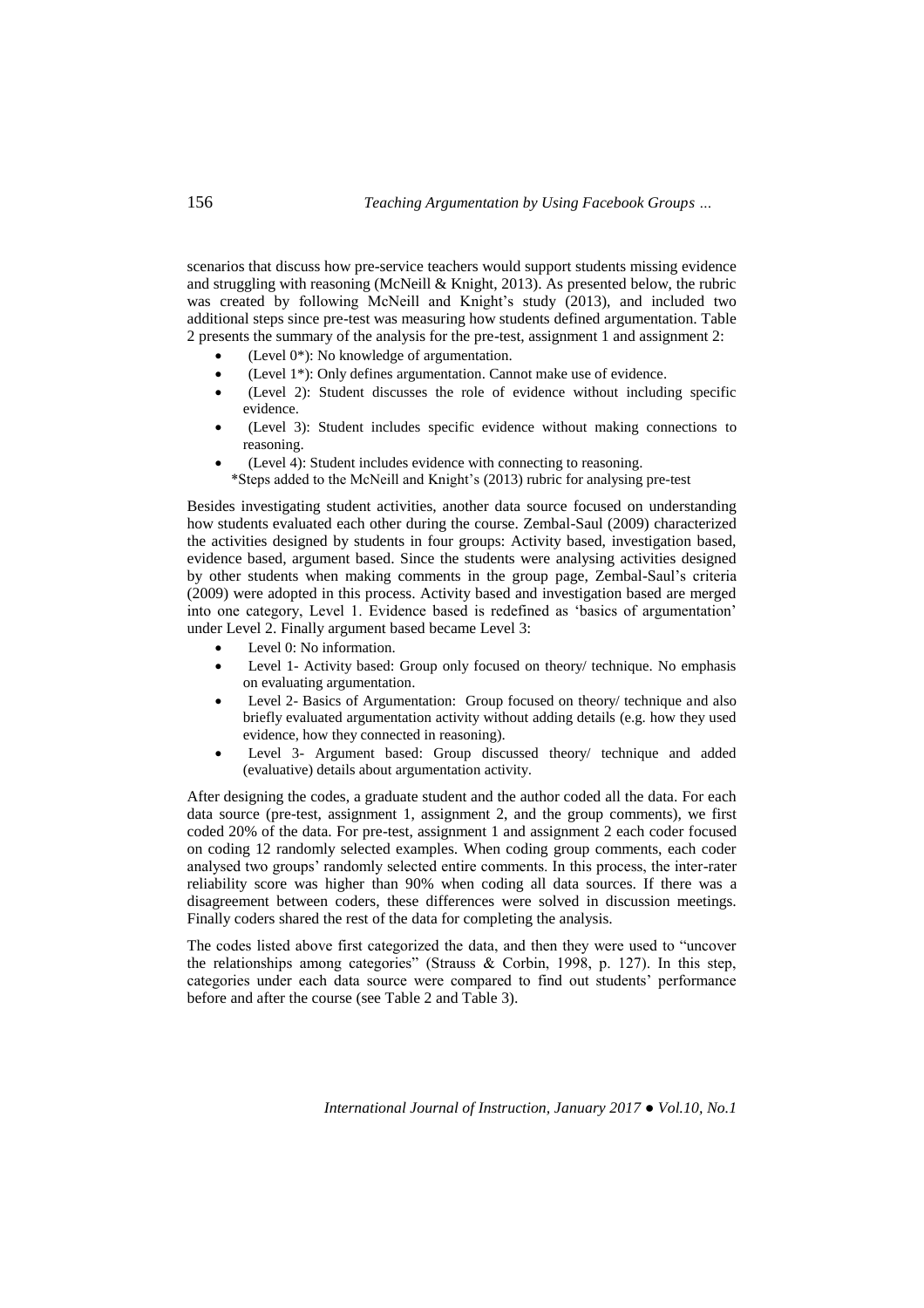scenarios that discuss how pre-service teachers would support students missing evidence and struggling with reasoning (McNeill & Knight, 2013). As presented below, the rubric was created by following McNeill and Knight's study (2013), and included two additional steps since pre-test was measuring how students defined argumentation. Table 2 presents the summary of the analysis for the pre-test, assignment 1 and assignment 2:

- (Level 0*): No knowledge of argumentation.
- (Level 1*): Only defines argumentation. Cannot make use of evidence.
- (Level 2): Student discusses the role of evidence without including specific evidence.
- (Level 3): Student includes specific evidence without making connections to reasoning.
- (Level 4): Student includes evidence with connecting to reasoning.

*Steps added to the McNeill and Knight's (2013) rubric for analysing pre-test

Besides investigating student activities, another data source focused on understanding how students evaluated each other during the course. Zembal-Saul (2009) characterized the activities designed by students in four groups: Activity based, investigation based, evidence based, argument based. Since the students were analysing activities designed by other students when making comments in the group page, Zembal-Saul's criteria (2009) were adopted in this process. Activity based and investigation based are merged into one category, Level 1. Evidence based is redefined as 'basics of argumentation' under Level 2. Finally argument based became Level 3:

- Level 0: No information.
- Level 1- Activity based: Group only focused on theory/ technique. No emphasis on evaluating argumentation.
- Level 2- Basics of Argumentation: Group focused on theory/ technique and also briefly evaluated argumentation activity without adding details (e.g. how they used evidence, how they connected in reasoning).
- Level 3- Argument based: Group discussed theory/ technique and added (evaluative) details about argumentation activity.

After designing the codes, a graduate student and the author coded all the data. For each data source (pre-test, assignment 1, assignment 2, and the group comments), we first coded 20% of the data. For pre-test, assignment 1 and assignment 2 each coder focused on coding 12 randomly selected examples. When coding group comments, each coder analysed two groups' randomly selected entire comments. In this process, the inter-rater reliability score was higher than 90% when coding all data sources. If there was a disagreement between coders, these differences were solved in discussion meetings. Finally coders shared the rest of the data for completing the analysis.

The codes listed above first categorized the data, and then they were used to "uncover the relationships among categories" (Strauss & Corbin, 1998, p. 127). In this step, categories under each data source were compared to find out students' performance before and after the course (see Table 2 and Table 3).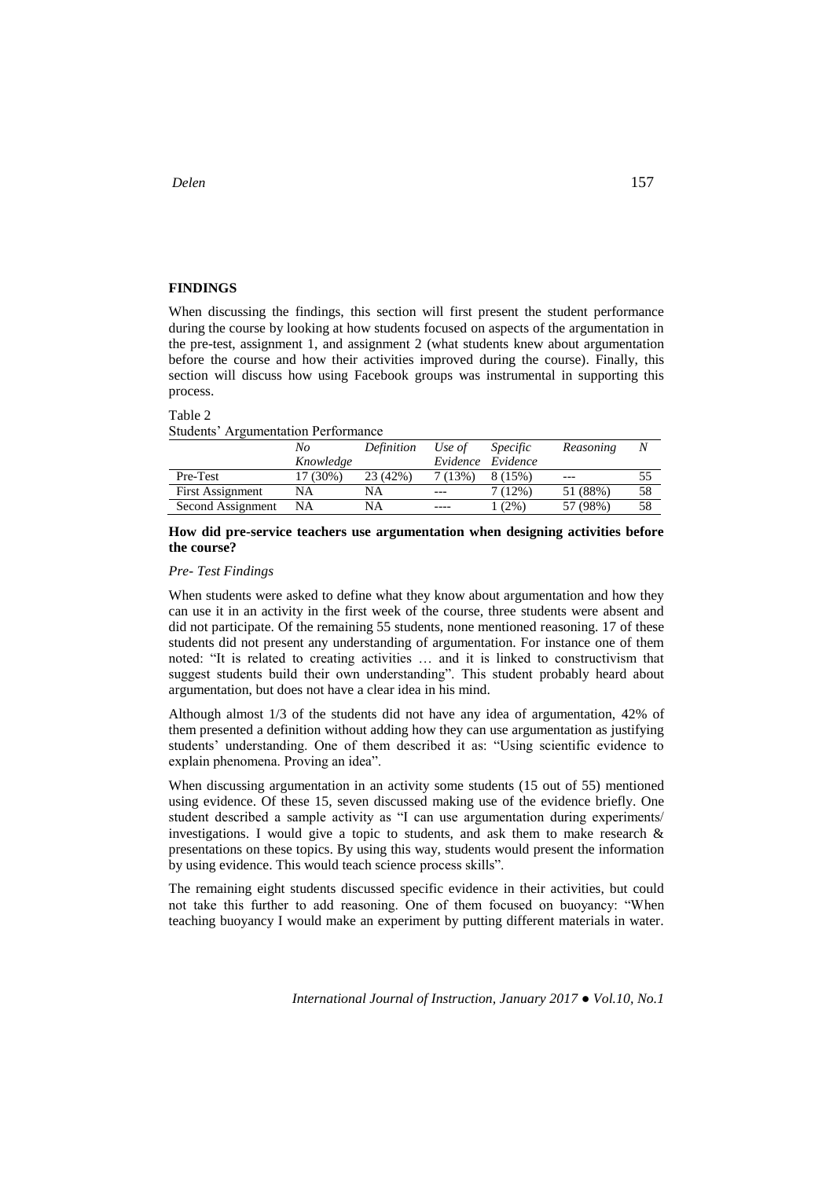## FINDINGS

When discussing the findings, this section will first present the student performance during the course by looking at how students focused on aspects of the argumentation in the pre-test, assignment 1, and assignment 2 (what students knew about argumentation before the course and how their activities improved during the course). Finally, this section will discuss how using Facebook groups was instrumental in supporting this process.

Table 2
Students' Argumentation Performance

| | *No Knowledge* | *Definition* | *Use of Evidence* | *Specific Evidence* | *Reasoning* | *N* |
|---|---|---|---|---|---|---|
| Pre-Test | 17 (30%) | 23 (42%) | 7 (13%) | 8 (15%) | --- | 55 |
| First Assignment | NA | NA | --- | 7 (12%) | 51 (88%) | 58 |
| Second Assignment | NA | NA | ---- | 1 (2%) | 57 (98%) | 58 |

**How did pre-service teachers use argumentation when designing activities before the course?**

*Pre- Test Findings*

When students were asked to define what they know about argumentation and how they can use it in an activity in the first week of the course, three students were absent and did not participate. Of the remaining 55 students, none mentioned reasoning. 17 of these students did not present any understanding of argumentation. For instance one of them noted: "It is related to creating activities … and it is linked to constructivism that suggest students build their own understanding". This student probably heard about argumentation, but does not have a clear idea in his mind.

Although almost 1/3 of the students did not have any idea of argumentation, 42% of them presented a definition without adding how they can use argumentation as justifying students' understanding. One of them described it as: "Using scientific evidence to explain phenomena. Proving an idea".

When discussing argumentation in an activity some students (15 out of 55) mentioned using evidence. Of these 15, seven discussed making use of the evidence briefly. One student described a sample activity as "I can use argumentation during experiments/ investigations. I would give a topic to students, and ask them to make research & presentations on these topics. By using this way, students would present the information by using evidence. This would teach science process skills".

The remaining eight students discussed specific evidence in their activities, but could not take this further to add reasoning. One of them focused on buoyancy: "When teaching buoyancy I would make an experiment by putting different materials in water.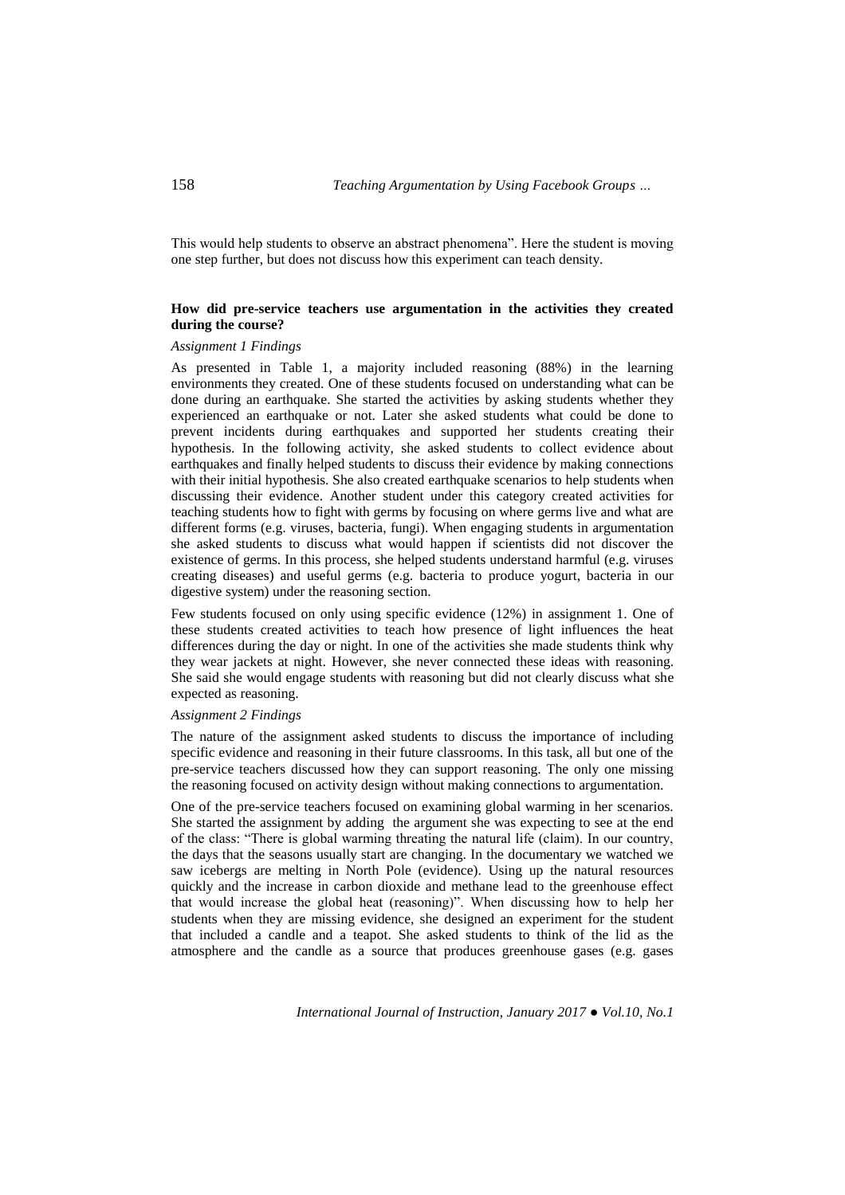This would help students to observe an abstract phenomena". Here the student is moving one step further, but does not discuss how this experiment can teach density.

**How did pre-service teachers use argumentation in the activities they created during the course?**

*Assignment 1 Findings*

As presented in Table 1, a majority included reasoning (88%) in the learning environments they created. One of these students focused on understanding what can be done during an earthquake. She started the activities by asking students whether they experienced an earthquake or not. Later she asked students what could be done to prevent incidents during earthquakes and supported her students creating their hypothesis. In the following activity, she asked students to collect evidence about earthquakes and finally helped students to discuss their evidence by making connections with their initial hypothesis. She also created earthquake scenarios to help students when discussing their evidence. Another student under this category created activities for teaching students how to fight with germs by focusing on where germs live and what are different forms (e.g. viruses, bacteria, fungi). When engaging students in argumentation she asked students to discuss what would happen if scientists did not discover the existence of germs. In this process, she helped students understand harmful (e.g. viruses creating diseases) and useful germs (e.g. bacteria to produce yogurt, bacteria in our digestive system) under the reasoning section.

Few students focused on only using specific evidence (12%) in assignment 1. One of these students created activities to teach how presence of light influences the heat differences during the day or night. In one of the activities she made students think why they wear jackets at night. However, she never connected these ideas with reasoning. She said she would engage students with reasoning but did not clearly discuss what she expected as reasoning.

*Assignment 2 Findings*

The nature of the assignment asked students to discuss the importance of including specific evidence and reasoning in their future classrooms. In this task, all but one of the pre-service teachers discussed how they can support reasoning. The only one missing the reasoning focused on activity design without making connections to argumentation.

One of the pre-service teachers focused on examining global warming in her scenarios. She started the assignment by adding the argument she was expecting to see at the end of the class: "There is global warming threating the natural life (claim). In our country, the days that the seasons usually start are changing. In the documentary we watched we saw icebergs are melting in North Pole (evidence). Using up the natural resources quickly and the increase in carbon dioxide and methane lead to the greenhouse effect that would increase the global heat (reasoning)". When discussing how to help her students when they are missing evidence, she designed an experiment for the student that included a candle and a teapot. She asked students to think of the lid as the atmosphere and the candle as a source that produces greenhouse gases (e.g. gases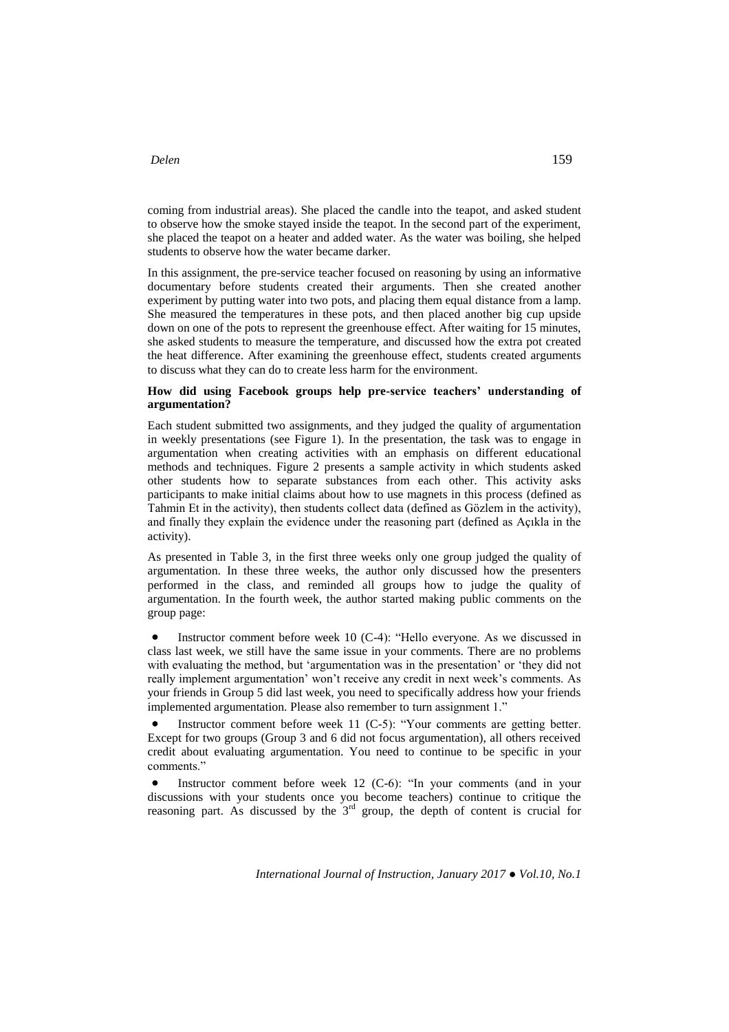coming from industrial areas). She placed the candle into the teapot, and asked student to observe how the smoke stayed inside the teapot. In the second part of the experiment, she placed the teapot on a heater and added water. As the water was boiling, she helped students to observe how the water became darker.

In this assignment, the pre-service teacher focused on reasoning by using an informative documentary before students created their arguments. Then she created another experiment by putting water into two pots, and placing them equal distance from a lamp. She measured the temperatures in these pots, and then placed another big cup upside down on one of the pots to represent the greenhouse effect. After waiting for 15 minutes, she asked students to measure the temperature, and discussed how the extra pot created the heat difference. After examining the greenhouse effect, students created arguments to discuss what they can do to create less harm for the environment.

**How did using Facebook groups help pre-service teachers' understanding of argumentation?**

Each student submitted two assignments, and they judged the quality of argumentation in weekly presentations (see Figure 1). In the presentation, the task was to engage in argumentation when creating activities with an emphasis on different educational methods and techniques. Figure 2 presents a sample activity in which students asked other students how to separate substances from each other. This activity asks participants to make initial claims about how to use magnets in this process (defined as Tahmin Et in the activity), then students collect data (defined as Gözlem in the activity), and finally they explain the evidence under the reasoning part (defined as Açıkla in the activity).

As presented in Table 3, in the first three weeks only one group judged the quality of argumentation. In these three weeks, the author only discussed how the presenters performed in the class, and reminded all groups how to judge the quality of argumentation. In the fourth week, the author started making public comments on the group page:

- Instructor comment before week 10 (C-4): "Hello everyone. As we discussed in class last week, we still have the same issue in your comments. There are no problems with evaluating the method, but 'argumentation was in the presentation' or 'they did not really implement argumentation' won't receive any credit in next week's comments. As your friends in Group 5 did last week, you need to specifically address how your friends implemented argumentation. Please also remember to turn assignment 1."
- Instructor comment before week 11 (C-5): "Your comments are getting better. Except for two groups (Group 3 and 6 did not focus argumentation), all others received credit about evaluating argumentation. You need to continue to be specific in your comments."
- Instructor comment before week 12 (C-6): "In your comments (and in your discussions with your students once you become teachers) continue to critique the reasoning part. As discussed by the 3rd group, the depth of content is crucial for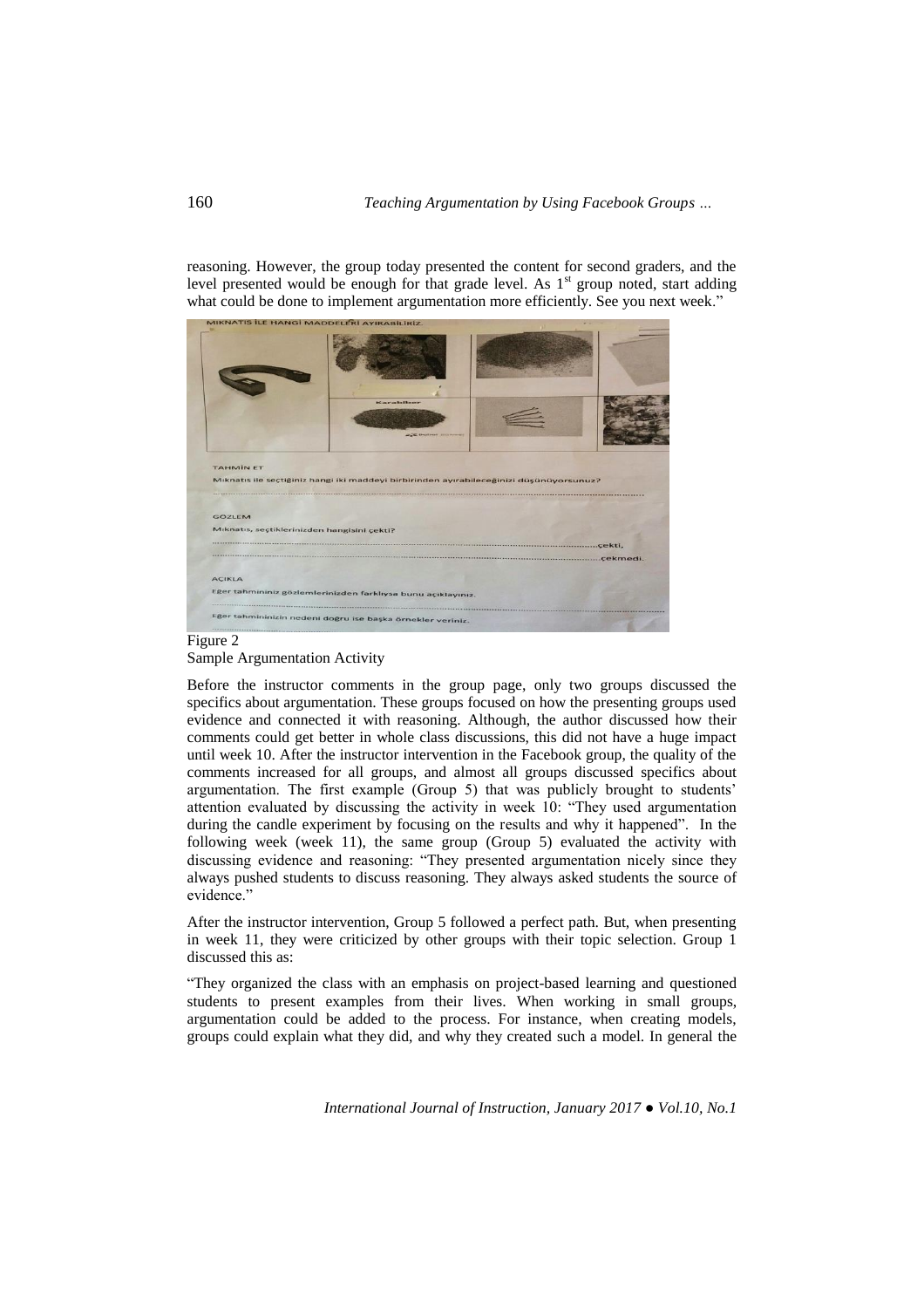reasoning. However, the group today presented the content for second graders, and the level presented would be enough for that grade level. As 1st group noted, start adding what could be done to implement argumentation more efficiently. See you next week."

Figure 2
Sample Argumentation Activity

Before the instructor comments in the group page, only two groups discussed the specifics about argumentation. These groups focused on how the presenting groups used evidence and connected it with reasoning. Although, the author discussed how their comments could get better in whole class discussions, this did not have a huge impact until week 10. After the instructor intervention in the Facebook group, the quality of the comments increased for all groups, and almost all groups discussed specifics about argumentation. The first example (Group 5) that was publicly brought to students' attention evaluated by discussing the activity in week 10: "They used argumentation during the candle experiment by focusing on the results and why it happened". In the following week (week 11), the same group (Group 5) evaluated the activity with discussing evidence and reasoning: "They presented argumentation nicely since they always pushed students to discuss reasoning. They always asked students the source of evidence."

After the instructor intervention, Group 5 followed a perfect path. But, when presenting in week 11, they were criticized by other groups with their topic selection. Group 1 discussed this as:

"They organized the class with an emphasis on project-based learning and questioned students to present examples from their lives. When working in small groups, argumentation could be added to the process. For instance, when creating models, groups could explain what they did, and why they created such a model. In general the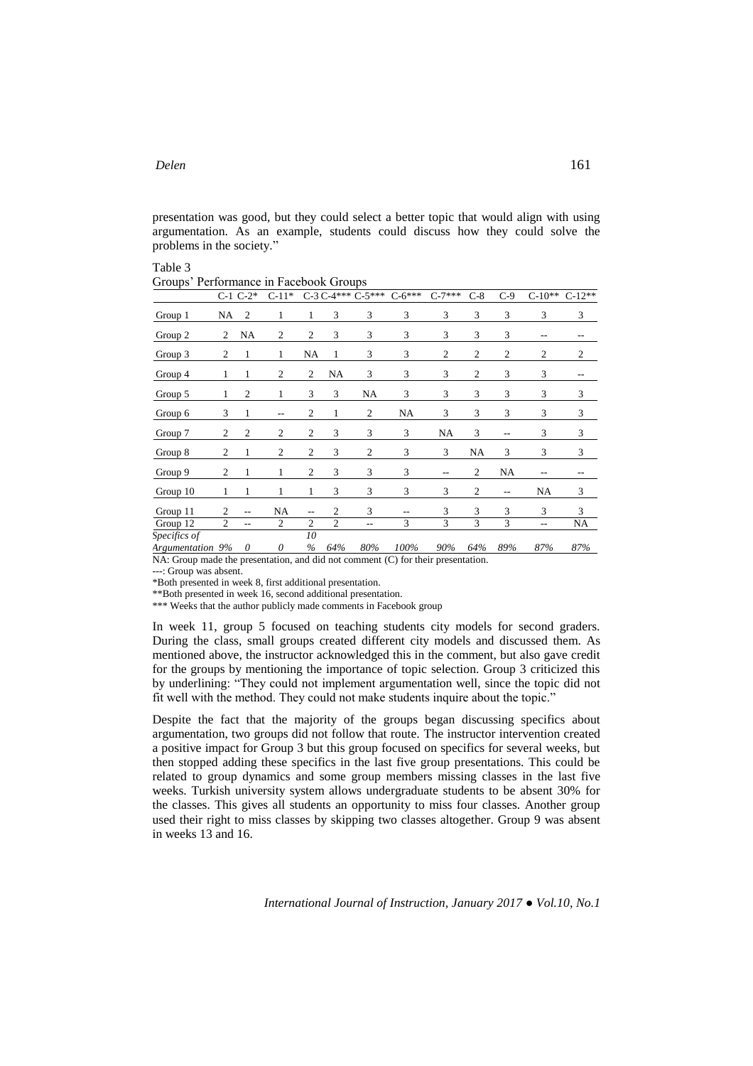presentation was good, but they could select a better topic that would align with using argumentation. As an example, students could discuss how they could solve the problems in the society."

Table 3
Groups' Performance in Facebook Groups

| | C-1 | C-2* | C-11* | C-3 | C-4*** | C-5*** | C-6*** | C-7*** | C-8 | C-9 | C-10** | C-12** |
|---|---|---|---|---|---|---|---|---|---|---|---|---|
| Group 1 | NA | 2 | 1 | 1 | 3 | 3 | 3 | 3 | 3 | 3 | 3 | 3 |
| Group 2 | 2 | NA | 2 | 2 | 3 | 3 | 3 | 3 | 3 | 3 | -- | -- |
| Group 3 | 2 | 1 | 1 | NA | 1 | 3 | 3 | 2 | 2 | 2 | 2 | 2 |
| Group 4 | 1 | 1 | 2 | 2 | NA | 3 | 3 | 3 | 2 | 3 | 3 | -- |
| Group 5 | 1 | 2 | 1 | 3 | 3 | NA | 3 | 3 | 3 | 3 | 3 | 3 |
| Group 6 | 3 | 1 | -- | 2 | 1 | 2 | NA | 3 | 3 | 3 | 3 | 3 |
| Group 7 | 2 | 2 | 2 | 2 | 3 | 3 | 3 | NA | 3 | -- | 3 | 3 |
| Group 8 | 2 | 1 | 2 | 2 | 3 | 2 | 3 | 3 | NA | 3 | 3 | 3 |
| Group 9 | 2 | 1 | 1 | 2 | 3 | 3 | 3 | -- | 2 | NA | -- | -- |
| Group 10 | 1 | 1 | 1 | 1 | 3 | 3 | 3 | 3 | 2 | -- | NA | 3 |
| Group 11 | 2 | -- | NA | -- | 2 | 3 | -- | 3 | 3 | 3 | 3 | 3 |
| Group 12 | 2 | -- | 2 | 2 | 2 | -- | 3 | 3 | 3 | 3 | -- | NA |
| *Specifics of Argumentation* | *9%* | *0* | *0* | *10 %* | *64%* | *80%* | *100%* | *90%* | *64%* | *89%* | *87%* | *87%* |

NA: Group made the presentation, and did not comment (C) for their presentation.
---: Group was absent.
*Both presented in week 8, first additional presentation.
**Both presented in week 16, second additional presentation.
*** Weeks that the author publicly made comments in Facebook group

In week 11, group 5 focused on teaching students city models for second graders. During the class, small groups created different city models and discussed them. As mentioned above, the instructor acknowledged this in the comment, but also gave credit for the groups by mentioning the importance of topic selection. Group 3 criticized this by underlining: "They could not implement argumentation well, since the topic did not fit well with the method. They could not make students inquire about the topic."

Despite the fact that the majority of the groups began discussing specifics about argumentation, two groups did not follow that route. The instructor intervention created a positive impact for Group 3 but this group focused on specifics for several weeks, but then stopped adding these specifics in the last five group presentations. This could be related to group dynamics and some group members missing classes in the last five weeks. Turkish university system allows undergraduate students to be absent 30% for the classes. This gives all students an opportunity to miss four classes. Another group used their right to miss classes by skipping two classes altogether. Group 9 was absent in weeks 13 and 16.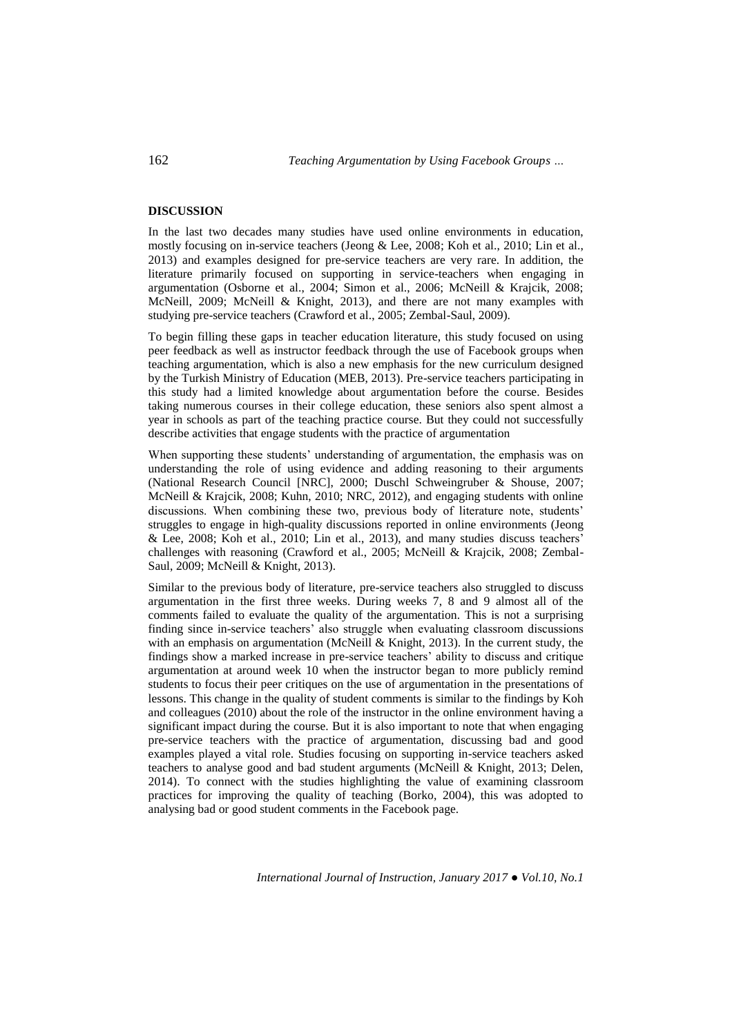**DISCUSSION**

In the last two decades many studies have used online environments in education, mostly focusing on in-service teachers (Jeong & Lee, 2008; Koh et al., 2010; Lin et al., 2013) and examples designed for pre-service teachers are very rare. In addition, the literature primarily focused on supporting in service-teachers when engaging in argumentation (Osborne et al., 2004; Simon et al., 2006; McNeill & Krajcik, 2008; McNeill, 2009; McNeill & Knight, 2013), and there are not many examples with studying pre-service teachers (Crawford et al., 2005; Zembal-Saul, 2009).

To begin filling these gaps in teacher education literature, this study focused on using peer feedback as well as instructor feedback through the use of Facebook groups when teaching argumentation, which is also a new emphasis for the new curriculum designed by the Turkish Ministry of Education (MEB, 2013). Pre-service teachers participating in this study had a limited knowledge about argumentation before the course. Besides taking numerous courses in their college education, these seniors also spent almost a year in schools as part of the teaching practice course. But they could not successfully describe activities that engage students with the practice of argumentation

When supporting these students' understanding of argumentation, the emphasis was on understanding the role of using evidence and adding reasoning to their arguments (National Research Council [NRC], 2000; Duschl Schweingruber & Shouse, 2007; McNeill & Krajcik, 2008; Kuhn, 2010; NRC, 2012), and engaging students with online discussions. When combining these two, previous body of literature note, students' struggles to engage in high-quality discussions reported in online environments (Jeong & Lee, 2008; Koh et al., 2010; Lin et al., 2013), and many studies discuss teachers' challenges with reasoning (Crawford et al., 2005; McNeill & Krajcik, 2008; Zembal-Saul, 2009; McNeill & Knight, 2013).

Similar to the previous body of literature, pre-service teachers also struggled to discuss argumentation in the first three weeks. During weeks 7, 8 and 9 almost all of the comments failed to evaluate the quality of the argumentation. This is not a surprising finding since in-service teachers' also struggle when evaluating classroom discussions with an emphasis on argumentation (McNeill & Knight, 2013). In the current study, the findings show a marked increase in pre-service teachers' ability to discuss and critique argumentation at around week 10 when the instructor began to more publicly remind students to focus their peer critiques on the use of argumentation in the presentations of lessons. This change in the quality of student comments is similar to the findings by Koh and colleagues (2010) about the role of the instructor in the online environment having a significant impact during the course. But it is also important to note that when engaging pre-service teachers with the practice of argumentation, discussing bad and good examples played a vital role. Studies focusing on supporting in-service teachers asked teachers to analyse good and bad student arguments (McNeill & Knight, 2013; Delen, 2014). To connect with the studies highlighting the value of examining classroom practices for improving the quality of teaching (Borko, 2004), this was adopted to analysing bad or good student comments in the Facebook page.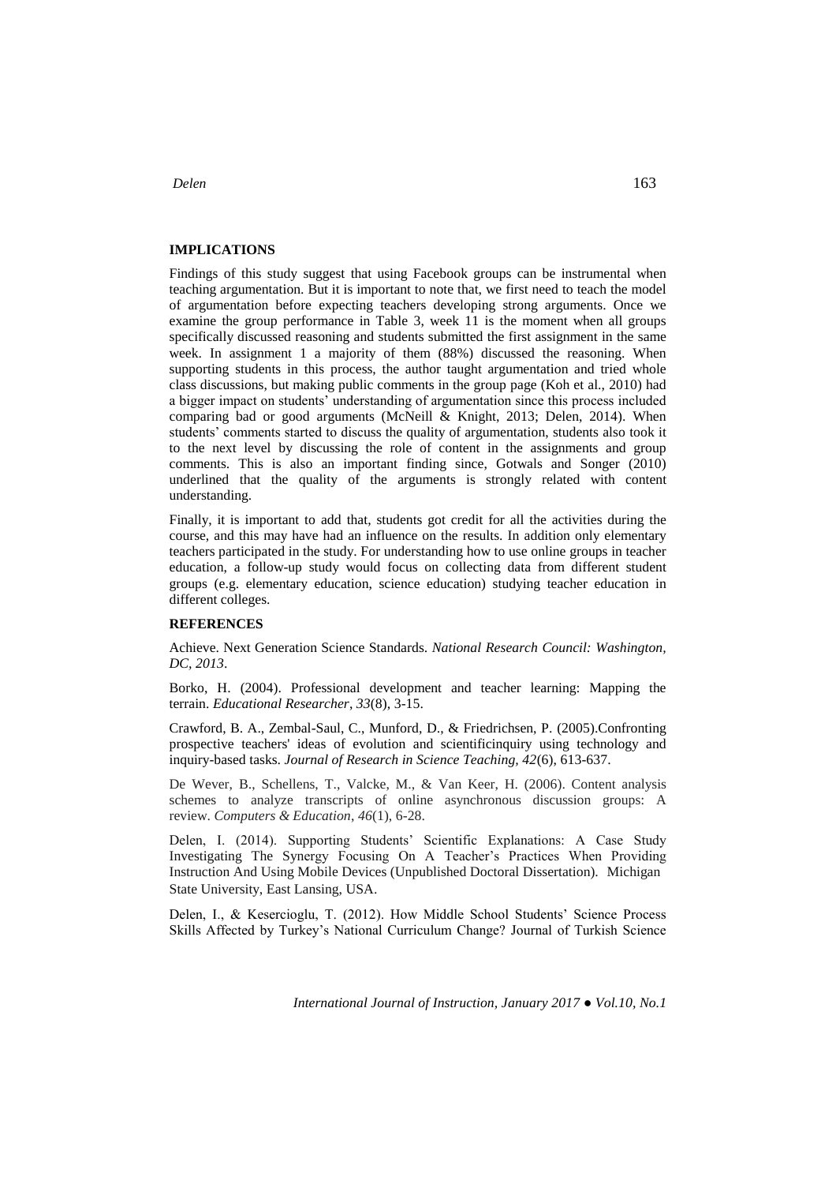## IMPLICATIONS

Findings of this study suggest that using Facebook groups can be instrumental when teaching argumentation. But it is important to note that, we first need to teach the model of argumentation before expecting teachers developing strong arguments. Once we examine the group performance in Table 3, week 11 is the moment when all groups specifically discussed reasoning and students submitted the first assignment in the same week. In assignment 1 a majority of them (88%) discussed the reasoning. When supporting students in this process, the author taught argumentation and tried whole class discussions, but making public comments in the group page (Koh et al., 2010) had a bigger impact on students' understanding of argumentation since this process included comparing bad or good arguments (McNeill & Knight, 2013; Delen, 2014). When students' comments started to discuss the quality of argumentation, students also took it to the next level by discussing the role of content in the assignments and group comments. This is also an important finding since, Gotwals and Songer (2010) underlined that the quality of the arguments is strongly related with content understanding.

Finally, it is important to add that, students got credit for all the activities during the course, and this may have had an influence on the results. In addition only elementary teachers participated in the study. For understanding how to use online groups in teacher education, a follow-up study would focus on collecting data from different student groups (e.g. elementary education, science education) studying teacher education in different colleges.

## REFERENCES

Achieve. Next Generation Science Standards. *National Research Council: Washington, DC, 2013*.

Borko, H. (2004). Professional development and teacher learning: Mapping the terrain. *Educational Researcher*, *33*(8), 3-15.

Crawford, B. A., Zembal-Saul, C., Munford, D., & Friedrichsen, P. (2005).Confronting prospective teachers' ideas of evolution and scientificinquiry using technology and inquiry-based tasks. *Journal of Research in Science Teaching, 42*(6), 613-637.

De Wever, B., Schellens, T., Valcke, M., & Van Keer, H. (2006). Content analysis schemes to analyze transcripts of online asynchronous discussion groups: A review. *Computers & Education*, *46*(1), 6-28.

Delen, I. (2014). Supporting Students' Scientific Explanations: A Case Study Investigating The Synergy Focusing On A Teacher's Practices When Providing Instruction And Using Mobile Devices (Unpublished Doctoral Dissertation). Michigan State University, East Lansing, USA.

Delen, I., & Kesercioglu, T. (2012). How Middle School Students' Science Process Skills Affected by Turkey's National Curriculum Change? Journal of Turkish Science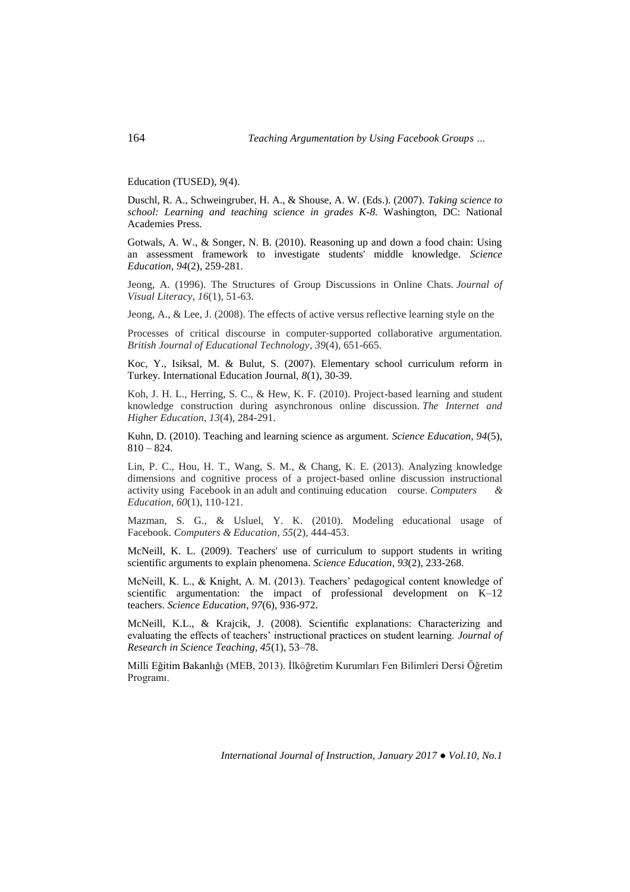Education (TUSED), *9*(4).

Duschl, R. A., Schweingruber, H. A., & Shouse, A. W. (Eds.). (2007). *Taking science to school: Learning and teaching science in grades K-8.* Washington, DC: National Academies Press.

Gotwals, A. W., & Songer, N. B. (2010). Reasoning up and down a food chain: Using an assessment framework to investigate students' middle knowledge. *Science Education*, *94*(2), 259-281.

Jeong, A. (1996). The Structures of Group Discussions in Online Chats. *Journal of Visual Literacy*, *16*(1), 51-63.

Jeong, A., & Lee, J. (2008). The effects of active versus reflective learning style on the

Processes of critical discourse in computer‐supported collaborative argumentation. *British Journal of Educational Technology*, *39*(4), 651-665.

Koc, Y., Isiksal, M. & Bulut, S. (2007). Elementary school curriculum reform in Turkey. International Education Journal, *8*(1), 30-39.

Koh, J. H. L., Herring, S. C., & Hew, K. F. (2010). Project-based learning and student knowledge construction during asynchronous online discussion. *The Internet and Higher Education*, *13*(4), 284-291.

Kuhn, D. (2010). Teaching and learning science as argument. *Science Education, 94*(5), 810 – 824.

Lin, P. C., Hou, H. T., Wang, S. M., & Chang, K. E. (2013). Analyzing knowledge dimensions and cognitive process of a project-based online discussion instructional activity using Facebook in an adult and continuing education course. *Computers & Education*, *60*(1), 110-121.

Mazman, S. G., & Usluel, Y. K. (2010). Modeling educational usage of Facebook. *Computers & Education*, *55*(2), 444-453.

McNeill, K. L. (2009). Teachers' use of curriculum to support students in writing scientific arguments to explain phenomena. *Science Education*, *93*(2), 233-268.

McNeill, K. L., & Knight, A. M. (2013). Teachers' pedagogical content knowledge of scientific argumentation: the impact of professional development on K–12 teachers. *Science Education*, *97*(6), 936-972.

McNeill, K.L., & Krajcik, J. (2008). Scientific explanations: Characterizing and evaluating the effects of teachers' instructional practices on student learning. *Journal of Research in Science Teaching, 45*(1), 53–78.

Milli Eğitim Bakanlığı (MEB, 2013). İlköğretim Kurumları Fen Bilimleri Dersi Öğretim Programı.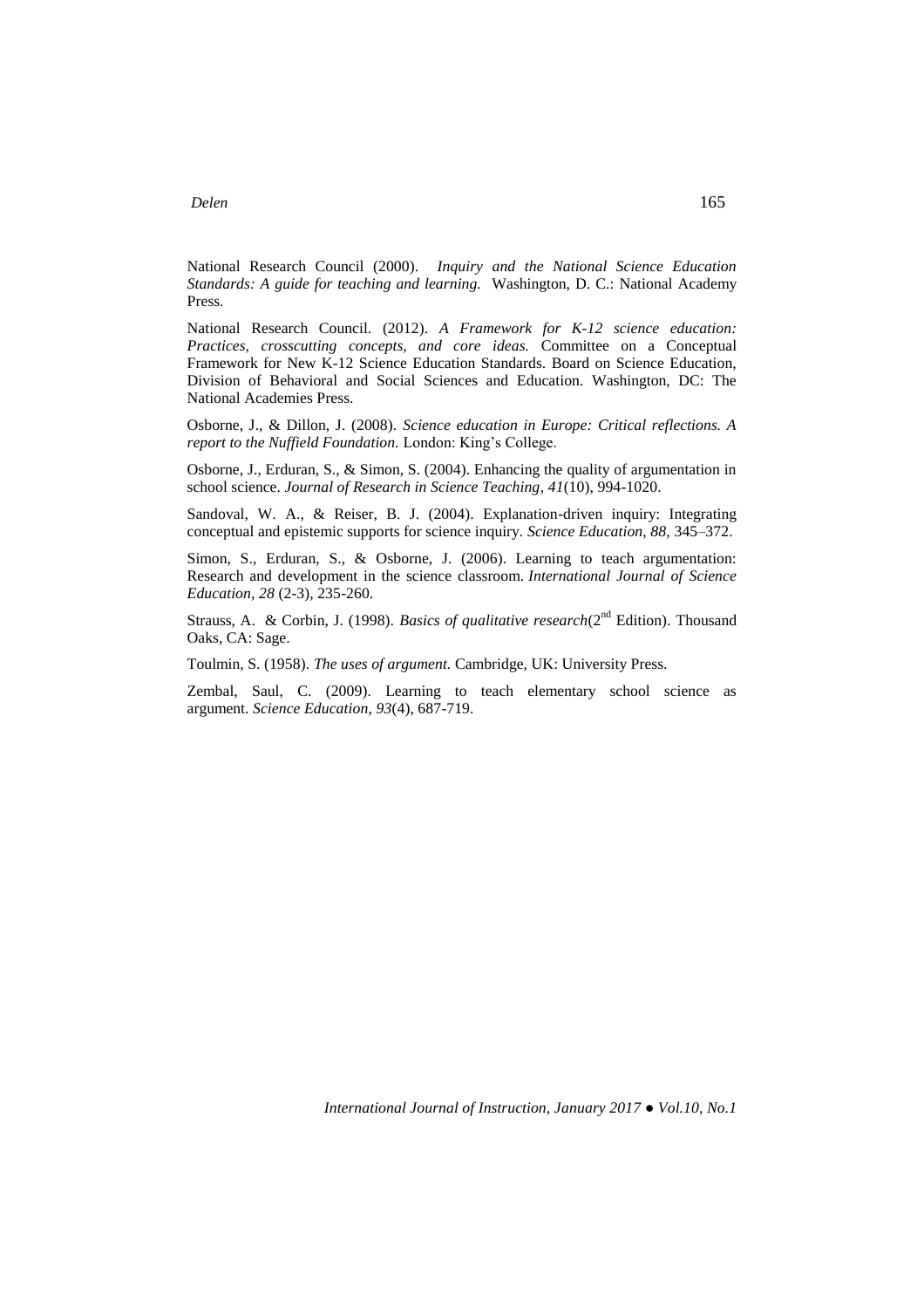National Research Council (2000). *Inquiry and the National Science Education Standards: A guide for teaching and learning.* Washington, D. C.: National Academy Press.

National Research Council. (2012). *A Framework for K-12 science education: Practices, crosscutting concepts, and core ideas.* Committee on a Conceptual Framework for New K-12 Science Education Standards. Board on Science Education, Division of Behavioral and Social Sciences and Education. Washington, DC: The National Academies Press.

Osborne, J., & Dillon, J. (2008). *Science education in Europe: Critical reflections. A report to the Nuffield Foundation.* London: King's College.

Osborne, J., Erduran, S., & Simon, S. (2004). Enhancing the quality of argumentation in school science. *Journal of Research in Science Teaching*, *41*(10), 994-1020.

Sandoval, W. A., & Reiser, B. J. (2004). Explanation-driven inquiry: Integrating conceptual and epistemic supports for science inquiry. *Science Education, 88*, 345–372.

Simon, S., Erduran, S., & Osborne, J. (2006). Learning to teach argumentation: Research and development in the science classroom. *International Journal of Science Education*, *28* (2-3), 235-260.

Strauss, A. & Corbin, J. (1998). *Basics of qualitative research*(2nd Edition). Thousand Oaks, CA: Sage.

Toulmin, S. (1958). *The uses of argument.* Cambridge, UK: University Press.

Zembal, Saul, C. (2009). Learning to teach elementary school science as argument. *Science Education*, *93*(4), 687-719.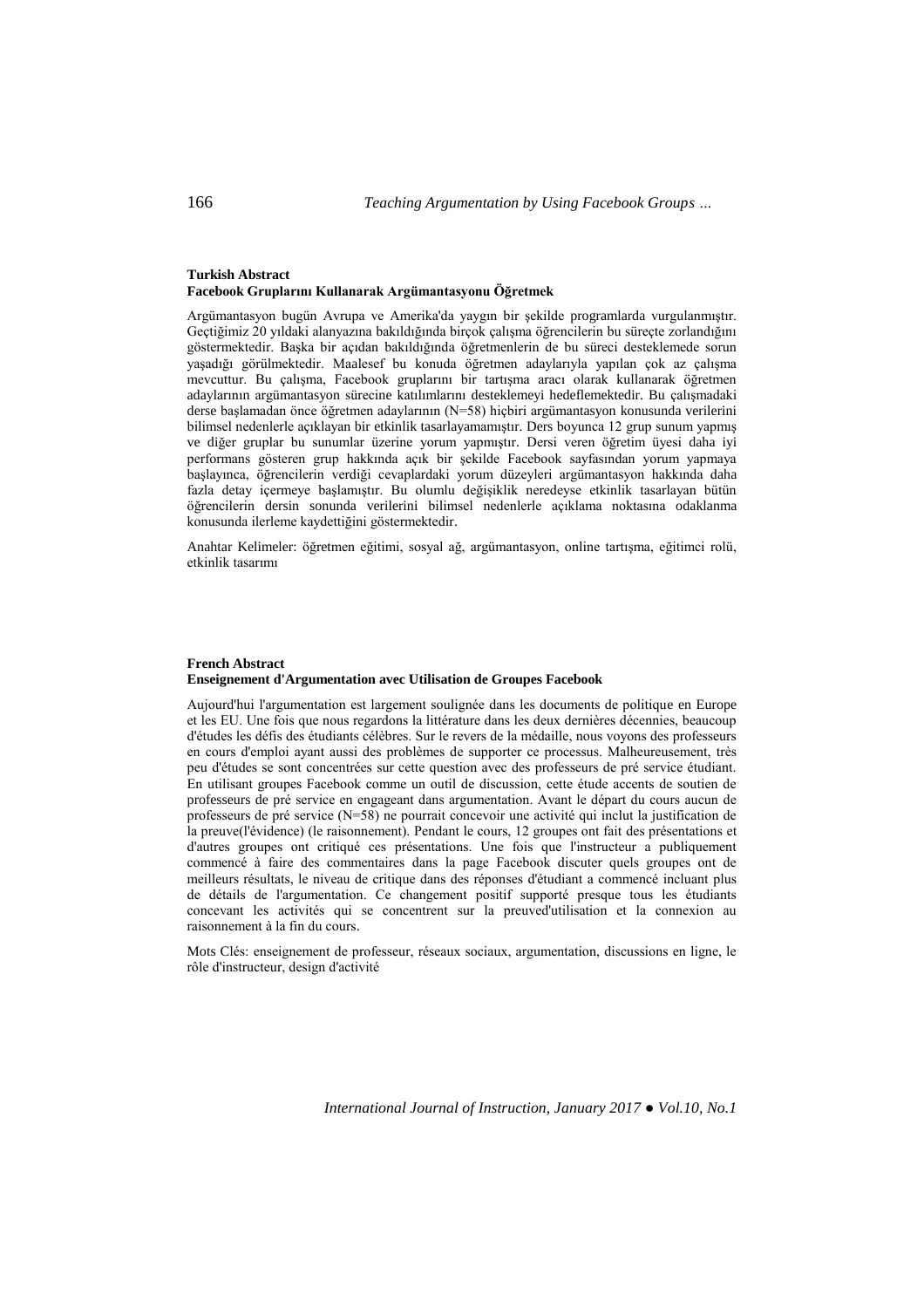### Turkish Abstract

**Facebook Gruplarını Kullanarak Argümantasyonu Öğretmek**

Argümantasyon bugün Avrupa ve Amerika'da yaygın bir şekilde programlarda vurgulanmıştır. Geçtiğimiz 20 yıldaki alanyazına bakıldığında birçok çalışma öğrencilerin bu süreçte zorlandığını göstermektedir. Başka bir açıdan bakıldığında öğretmenlerin de bu süreci desteklemede sorun yaşadığı görülmektedir. Maalesef bu konuda öğretmen adaylarıyla yapılan çok az çalışma mevcuttur. Bu çalışma, Facebook gruplarını bir tartışma aracı olarak kullanarak öğretmen adaylarının argümantasyon sürecine katılımlarını desteklemeyi hedeflemektedir. Bu çalışmadaki derse başlamadan önce öğretmen adaylarının (N=58) hiçbiri argümantasyon konusunda verilerini bilimsel nedenlerle açıklayan bir etkinlik tasarlayamamıştır. Ders boyunca 12 grup sunum yapmış ve diğer gruplar bu sunumlar üzerine yorum yapmıştır. Dersi veren öğretim üyesi daha iyi performans gösteren grup hakkında açık bir şekilde Facebook sayfasından yorum yapmaya başlayınca, öğrencilerin verdiği cevaplardaki yorum düzeyleri argümantasyon hakkında daha fazla detay içermeye başlamıştır. Bu olumlu değişiklik neredeyse etkinlik tasarlayan bütün öğrencilerin dersin sonunda verilerini bilimsel nedenlerle açıklama noktasına odaklanma konusunda ilerleme kaydettiğini göstermektedir.

Anahtar Kelimeler: öğretmen eğitimi, sosyal ağ, argümantasyon, online tartışma, eğitimci rolü, etkinlik tasarımı

### French Abstract

**Enseignement d'Argumentation avec Utilisation de Groupes Facebook**

Aujourd'hui l'argumentation est largement soulignée dans les documents de politique en Europe et les EU. Une fois que nous regardons la littérature dans les deux dernières décennies, beaucoup d'études les défis des étudiants célèbres. Sur le revers de la médaille, nous voyons des professeurs en cours d'emploi ayant aussi des problèmes de supporter ce processus. Malheureusement, très peu d'études se sont concentrées sur cette question avec des professeurs de pré service étudiant. En utilisant groupes Facebook comme un outil de discussion, cette étude accents de soutien de professeurs de pré service en engageant dans argumentation. Avant le départ du cours aucun de professeurs de pré service (N=58) ne pourrait concevoir une activité qui inclut la justification de la preuve(l'évidence) (le raisonnement). Pendant le cours, 12 groupes ont fait des présentations et d'autres groupes ont critiqué ces présentations. Une fois que l'instructeur a publiquement commencé à faire des commentaires dans la page Facebook discuter quels groupes ont de meilleurs résultats, le niveau de critique dans des réponses d'étudiant a commencé incluant plus de détails de l'argumentation. Ce changement positif supporté presque tous les étudiants concevant les activités qui se concentrent sur la preuved'utilisation et la connexion au raisonnement à la fin du cours.

Mots Clés: enseignement de professeur, réseaux sociaux, argumentation, discussions en ligne, le rôle d'instructeur, design d'activité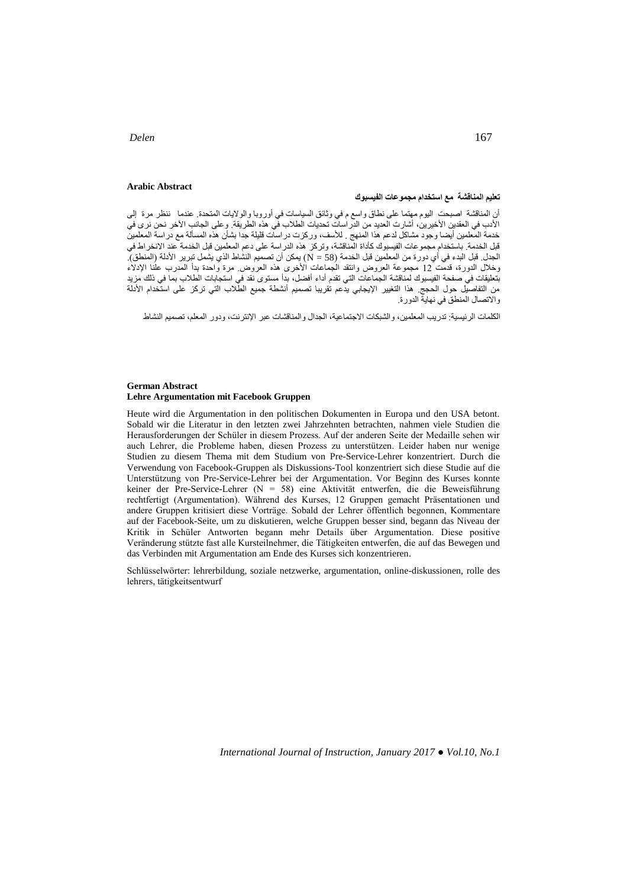**Arabic Abstract**

**تعليم المناقشة مع استخدام مجموعات الفيسبوك**

أن المناقشة اصبحت اليوم مهتما على نطاق واسع م في وثائق السياسات في أوروبا والولايات المتحدة. عندما ننظر مرة إلى الأدب في العقدين الأخيرين، أشارت العديد من الدراسات تحديات الطلاب في هذه الطريقة. وعلى الجانب الآخر نحن نرى في خدمة المعلمين أيضا وجود مشاكل لدعم هذا المنهج . للأسف، وركزت دراسات قليلة جدا بشأن هذه المسألة مع دراسة المعلمين قبل الخدمة. باستخدام مجموعات الفيسبوك كأداة المناقشة، وتركز هذه الدراسة على دعم المعلمين قبل الخدمة عند الانخراط في الجدل. قبل البدء في أي دورة من المعلمين قبل الخدمة (N = 58) يمكن أن تصميم النشاط الذي يشمل تبرير الأدلة (المنطق). وخلال الدورة، قدمت 12 مجموعة العروض وانتقد الجماعات الأخرى هذه العروض. مرة واحدة بدأ المدرب علنا الإدلاء بتعليقات في صفحة الفيسبوك لمناقشة الجماعات التي تقدم أداء أفضل، بدأ مستوى نقد في استجابات الطلاب بما في ذلك مزيد من التفاصيل حول الحجج. هذا التغيير الإيجابي يدعم تقريبا تصميم أنشطة جميع الطلاب التي تركز على استخدام الأدلة والاتصال المنطق في نهاية الدورة.

الكلمات الرئيسية: تدريب المعلمين، والشبكات الاجتماعية، الجدال والمناقشات عبر الإنترنت، ودور المعلم، تصميم النشاط

**German Abstract**

**Lehre Argumentation mit Facebook Gruppen**

Heute wird die Argumentation in den politischen Dokumenten in Europa und den USA betont. Sobald wir die Literatur in den letzten zwei Jahrzehnten betrachten, nahmen viele Studien die Herausforderungen der Schüler in diesem Prozess. Auf der anderen Seite der Medaille sehen wir auch Lehrer, die Probleme haben, diesen Prozess zu unterstützen. Leider haben nur wenige Studien zu diesem Thema mit dem Studium von Pre-Service-Lehrer konzentriert. Durch die Verwendung von Facebook-Gruppen als Diskussions-Tool konzentriert sich diese Studie auf die Unterstützung von Pre-Service-Lehrer bei der Argumentation. Vor Beginn des Kurses konnte keiner der Pre-Service-Lehrer (N = 58) eine Aktivität entwerfen, die die Beweisführung rechtfertigt (Argumentation). Während des Kurses, 12 Gruppen gemacht Präsentationen und andere Gruppen kritisiert diese Vorträge. Sobald der Lehrer öffentlich begonnen, Kommentare auf der Facebook-Seite, um zu diskutieren, welche Gruppen besser sind, begann das Niveau der Kritik in Schüler Antworten begann mehr Details über Argumentation. Diese positive Veränderung stützte fast alle Kursteilnehmer, die Tätigkeiten entwerfen, die auf das Bewegen und das Verbinden mit Argumentation am Ende des Kurses sich konzentrieren.

Schlüsselwörter: lehrerbildung, soziale netzwerke, argumentation, online-diskussionen, rolle des lehrers, tätigkeitsentwurf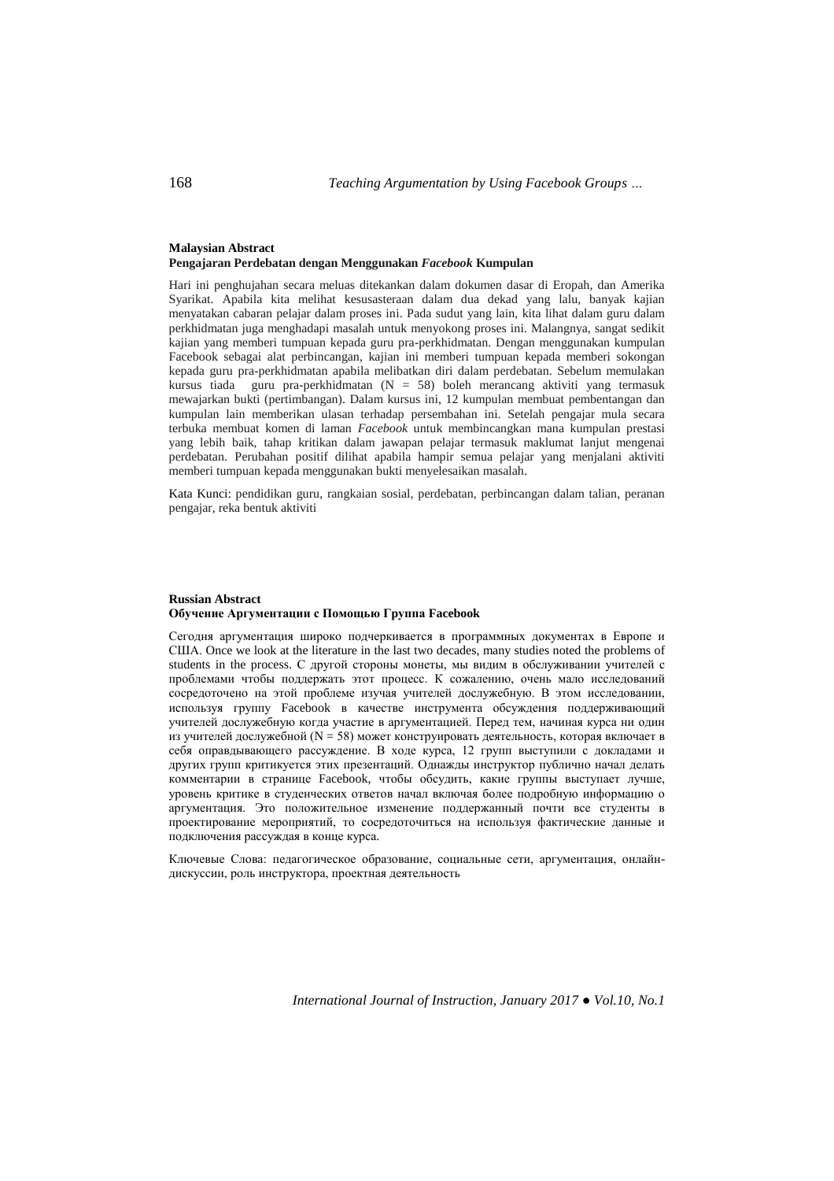**Malaysian Abstract**
**Pengajaran Perdebatan dengan Menggunakan *Facebook* Kumpulan**

Hari ini penghujahan secara meluas ditekankan dalam dokumen dasar di Eropah, dan Amerika Syarikat. Apabila kita melihat kesusasteraan dalam dua dekad yang lalu, banyak kajian menyatakan cabaran pelajar dalam proses ini. Pada sudut yang lain, kita lihat dalam guru dalam perkhidmatan juga menghadapi masalah untuk menyokong proses ini. Malangnya, sangat sedikit kajian yang memberi tumpuan kepada guru pra-perkhidmatan. Dengan menggunakan kumpulan Facebook sebagai alat perbincangan, kajian ini memberi tumpuan kepada memberi sokongan kepada guru pra-perkhidmatan apabila melibatkan diri dalam perdebatan. Sebelum memulakan kursus tiada guru pra-perkhidmatan (N = 58) boleh merancang aktiviti yang termasuk mewajarkan bukti (pertimbangan). Dalam kursus ini, 12 kumpulan membuat pembentangan dan kumpulan lain memberikan ulasan terhadap persembahan ini. Setelah pengajar mula secara terbuka membuat komen di laman *Facebook* untuk membincangkan mana kumpulan prestasi yang lebih baik, tahap kritikan dalam jawapan pelajar termasuk maklumat lanjut mengenai perdebatan. Perubahan positif dilihat apabila hampir semua pelajar yang menjalani aktiviti memberi tumpuan kepada menggunakan bukti menyelesaikan masalah.

Kata Kunci: pendidikan guru, rangkaian sosial, perdebatan, perbincangan dalam talian, peranan pengajar, reka bentuk aktiviti

**Russian Abstract**
**Обучение Аргументации с Помощью Группа Facebook**

Сегодня аргументация широко подчеркивается в программных документах в Европе и США. Once we look at the literature in the last two decades, many studies noted the problems of students in the process. С другой стороны монеты, мы видим в обслуживании учителей с проблемами чтобы поддержать этот процесс. К сожалению, очень мало исследований сосредоточено на этой проблеме изучая учителей дослужебную. В этом исследовании, используя группу Facebook в качестве инструмента обсуждения поддерживающий учителей дослужебную когда участие в аргументацией. Перед тем, начиная курса ни один из учителей дослужебной (N = 58) может конструировать деятельность, которая включает в себя оправдывающего рассуждение. В ходе курса, 12 групп выступили с докладами и других групп критикуется этих презентаций. Однажды инструктор публично начал делать комментарии в странице Facebook, чтобы обсудить, какие группы выступает лучше, уровень критике в студенческих ответов начал включая более подробную информацию о аргументация. Это положительное изменение поддержанный почти все студенты в проектирование мероприятий, то сосредоточиться на используя фактические данные и подключения рассуждая в конце курса.

Ключевые Слова: педагогическое образование, социальные сети, аргументация, онлайн-дискуссии, роль инструктора, проектная деятельность